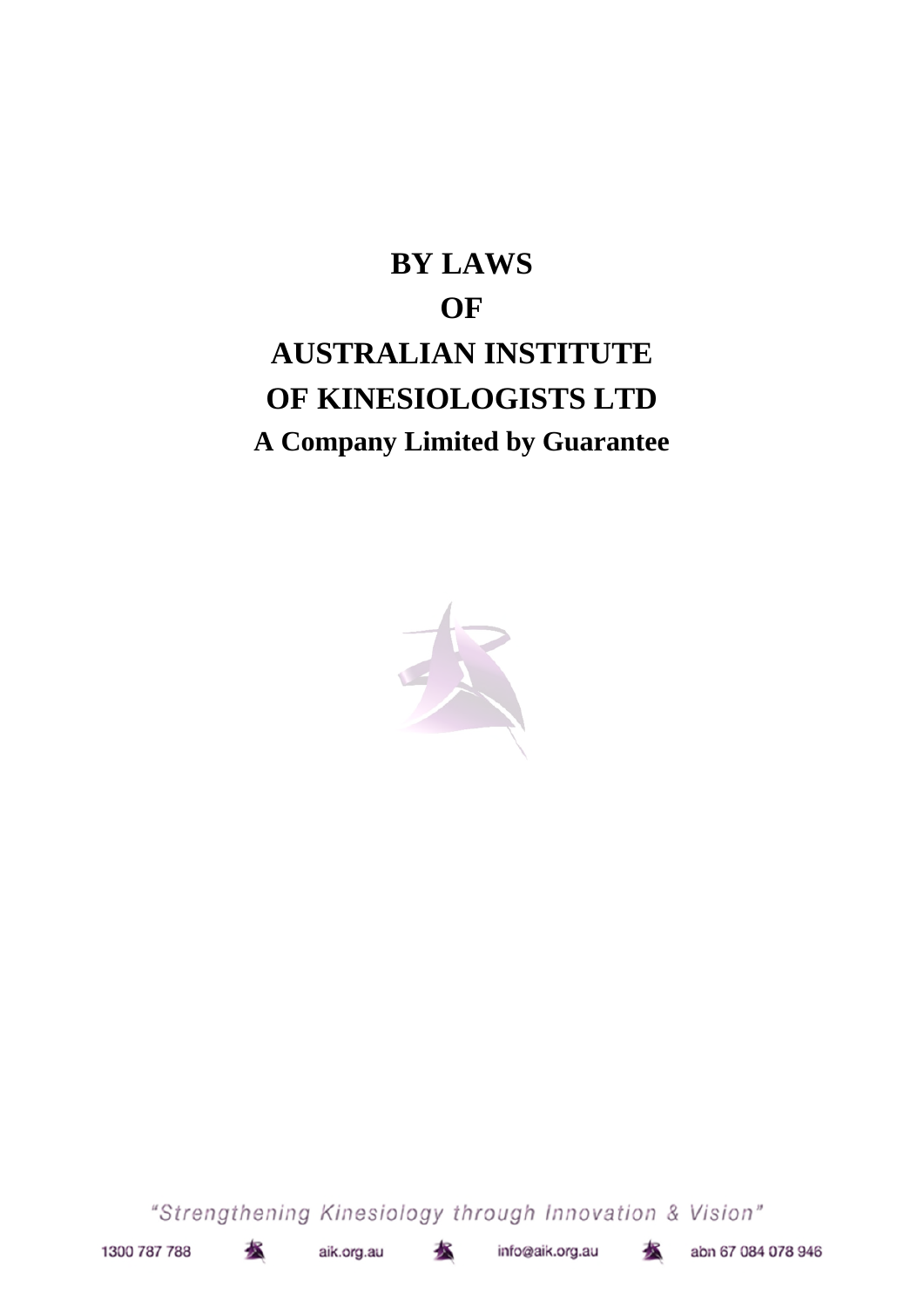# BY LAWS

# OF

# AUSTRALIAN INSTITUTE OF KINESIOLOGISTS LTD

## A Company Limited by Guarantee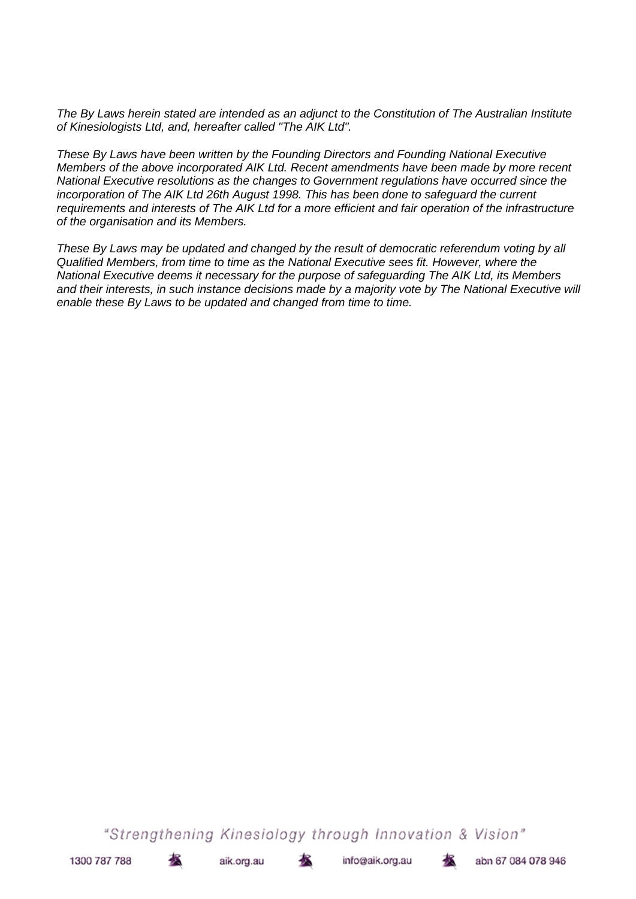*The By Laws herein stated are intended as an adjunct to the Constitution of The Australian Institute of Kinesiologists Ltd, and, hereafter called "The AIK Ltd".*

*These By Laws have been written by the Founding Directors and Founding National Executive Members of the above incorporated AIK Ltd. Recent amendments have been made by more recent National Executive resolutions as the changes to Government regulations have occurred since the incorporation of The AIK Ltd 26th August 1998. This has been done to safeguard the current requirements and interests of The AIK Ltd for a more efficient and fair operation of the infrastructure of the organisation and its Members.*

*These By Laws may be updated and changed by the result of democratic referendum voting by all Qualified Members, from time to time as the National Executive sees fit. However, where the National Executive deems it necessary for the purpose of safeguarding The AIK Ltd, its Members and their interests, in such instance decisions made by a majority vote by The National Executive will enable these By Laws to be updated and changed from time to time.*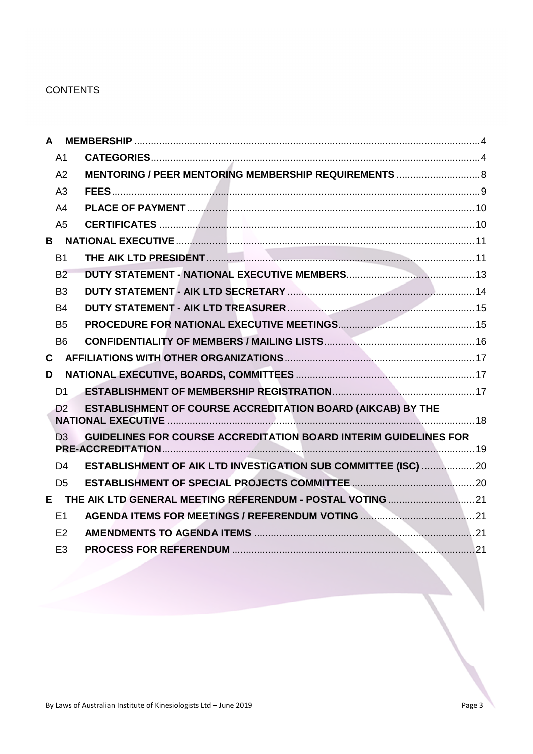CONTENTS

- **A MEMBERSHIP** .......... 4
  - A1 **CATEGORIES** .......... 4
  - A2 **MENTORING / PEER MENTORING MEMBERSHIP REQUIREMENTS** .......... 8
  - A3 **FEES** .......... 9
  - A4 **PLACE OF PAYMENT** .......... 10
  - A5 **CERTIFICATES** .......... 10
- **B NATIONAL EXECUTIVE** .......... 11
  - B1 **THE AIK LTD PRESIDENT** .......... 11
  - B2 **DUTY STATEMENT - NATIONAL EXECUTIVE MEMBERS** .......... 13
  - B3 **DUTY STATEMENT - AIK LTD SECRETARY** .......... 14
  - B4 **DUTY STATEMENT - AIK LTD TREASURER** .......... 15
  - B5 **PROCEDURE FOR NATIONAL EXECUTIVE MEETINGS** .......... 15
  - B6 **CONFIDENTIALITY OF MEMBERS / MAILING LISTS** .......... 16
- **C AFFILIATIONS WITH OTHER ORGANIZATIONS** .......... 17
- **D NATIONAL EXECUTIVE, BOARDS, COMMITTEES** .......... 17
  - D1 **ESTABLISHMENT OF MEMBERSHIP REGISTRATION** .......... 17
  - D2 **ESTABLISHMENT OF COURSE ACCREDITATION BOARD (AIKCAB) BY THE NATIONAL EXECUTIVE** .......... 18
  - D3 **GUIDELINES FOR COURSE ACCREDITATION BOARD INTERIM GUIDELINES FOR PRE-ACCREDITATION** .......... 19
  - D4 **ESTABLISHMENT OF AIK LTD INVESTIGATION SUB COMMITTEE (ISC)** .......... 20
  - D5 **ESTABLISHMENT OF SPECIAL PROJECTS COMMITTEE** .......... 20
- **E THE AIK LTD GENERAL MEETING REFERENDUM - POSTAL VOTING** .......... 21
  - E1 **AGENDA ITEMS FOR MEETINGS / REFERENDUM VOTING** .......... 21
  - E2 **AMENDMENTS TO AGENDA ITEMS** .......... 21
  - E3 **PROCESS FOR REFERENDUM** .......... 21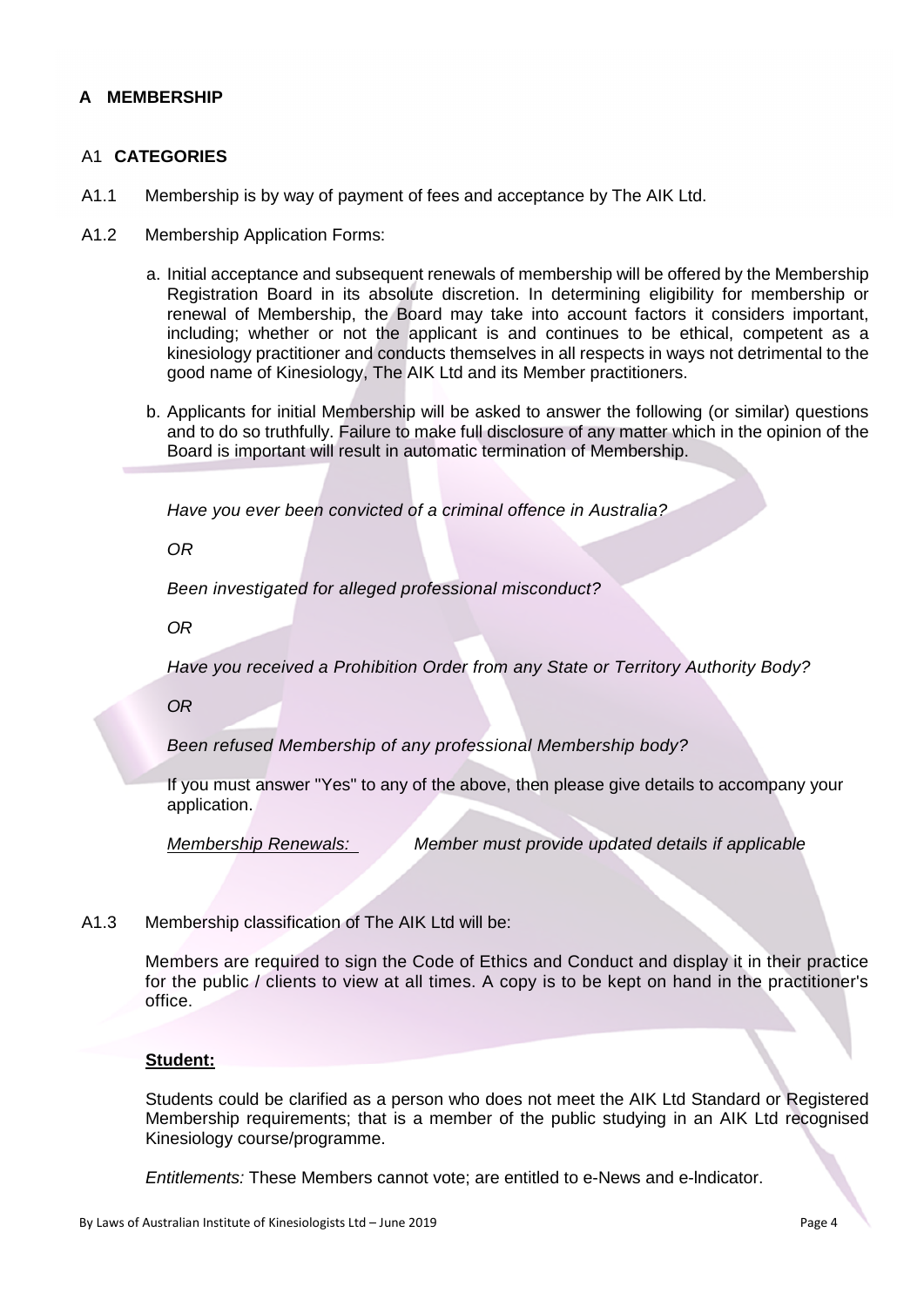## A MEMBERSHIP

### A1 CATEGORIES

A1.1 Membership is by way of payment of fees and acceptance by The AIK Ltd.

A1.2 Membership Application Forms:

a. Initial acceptance and subsequent renewals of membership will be offered by the Membership Registration Board in its absolute discretion. In determining eligibility for membership or renewal of Membership, the Board may take into account factors it considers important, including; whether or not the applicant is and continues to be ethical, competent as a kinesiology practitioner and conducts themselves in all respects in ways not detrimental to the good name of Kinesiology, The AIK Ltd and its Member practitioners.

b. Applicants for initial Membership will be asked to answer the following (or similar) questions and to do so truthfully. Failure to make full disclosure of any matter which in the opinion of the Board is important will result in automatic termination of Membership.

*Have you ever been convicted of a criminal offence in Australia?*

*OR*

*Been investigated for alleged professional misconduct?*

*OR*

*Have you received a Prohibition Order from any State or Territory Authority Body?*

*OR*

*Been refused Membership of any professional Membership body?*

If you must answer "Yes" to any of the above, then please give details to accompany your application.

*Membership Renewals:* *Member must provide updated details if applicable*

A1.3 Membership classification of The AIK Ltd will be:

Members are required to sign the Code of Ethics and Conduct and display it in their practice for the public / clients to view at all times. A copy is to be kept on hand in the practitioner's office.

**Student:**

Students could be clarified as a person who does not meet the AIK Ltd Standard or Registered Membership requirements; that is a member of the public studying in an AIK Ltd recognised Kinesiology course/programme.

*Entitlements:* These Members cannot vote; are entitled to e-News and e-Indicator.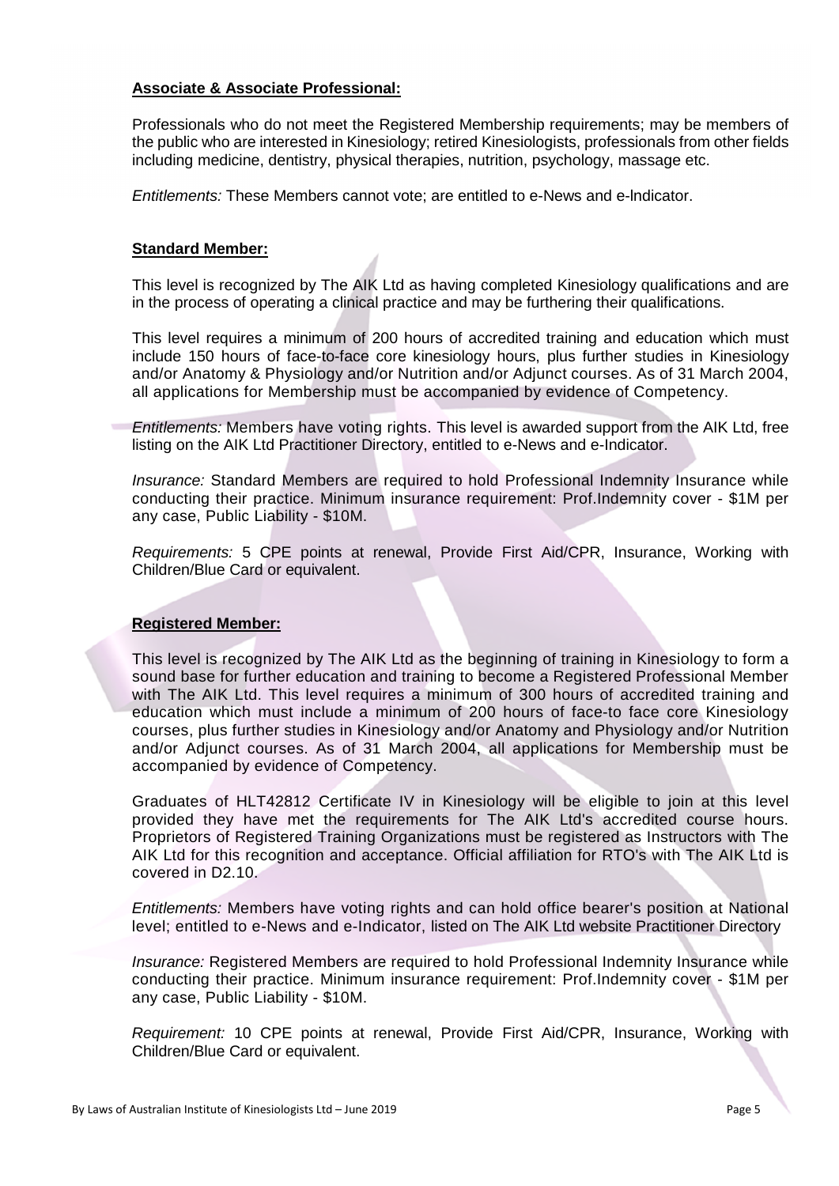**Associate & Associate Professional:**

Professionals who do not meet the Registered Membership requirements; may be members of the public who are interested in Kinesiology; retired Kinesiologists, professionals from other fields including medicine, dentistry, physical therapies, nutrition, psychology, massage etc.

*Entitlements:* These Members cannot vote; are entitled to e-News and e-Indicator.

**Standard Member:**

This level is recognized by The AIK Ltd as having completed Kinesiology qualifications and are in the process of operating a clinical practice and may be furthering their qualifications.

This level requires a minimum of 200 hours of accredited training and education which must include 150 hours of face-to-face core kinesiology hours, plus further studies in Kinesiology and/or Anatomy & Physiology and/or Nutrition and/or Adjunct courses. As of 31 March 2004, all applications for Membership must be accompanied by evidence of Competency.

*Entitlements:* Members have voting rights. This level is awarded support from the AIK Ltd, free listing on the AIK Ltd Practitioner Directory, entitled to e-News and e-Indicator.

*Insurance:* Standard Members are required to hold Professional Indemnity Insurance while conducting their practice. Minimum insurance requirement: Prof.Indemnity cover - $1M per any case, Public Liability - $10M.

*Requirements:* 5 CPE points at renewal, Provide First Aid/CPR, Insurance, Working with Children/Blue Card or equivalent.

**Registered Member:**

This level is recognized by The AIK Ltd as the beginning of training in Kinesiology to form a sound base for further education and training to become a Registered Professional Member with The AIK Ltd. This level requires a minimum of 300 hours of accredited training and education which must include a minimum of 200 hours of face-to face core Kinesiology courses, plus further studies in Kinesiology and/or Anatomy and Physiology and/or Nutrition and/or Adjunct courses. As of 31 March 2004, all applications for Membership must be accompanied by evidence of Competency.

Graduates of HLT42812 Certificate IV in Kinesiology will be eligible to join at this level provided they have met the requirements for The AIK Ltd's accredited course hours. Proprietors of Registered Training Organizations must be registered as Instructors with The AIK Ltd for this recognition and acceptance. Official affiliation for RTO's with The AIK Ltd is covered in D2.10.

*Entitlements:* Members have voting rights and can hold office bearer's position at National level; entitled to e-News and e-Indicator, listed on The AIK Ltd website Practitioner Directory

*Insurance:* Registered Members are required to hold Professional Indemnity Insurance while conducting their practice. Minimum insurance requirement: Prof.Indemnity cover - $1M per any case, Public Liability - $10M.

*Requirement:* 10 CPE points at renewal, Provide First Aid/CPR, Insurance, Working with Children/Blue Card or equivalent.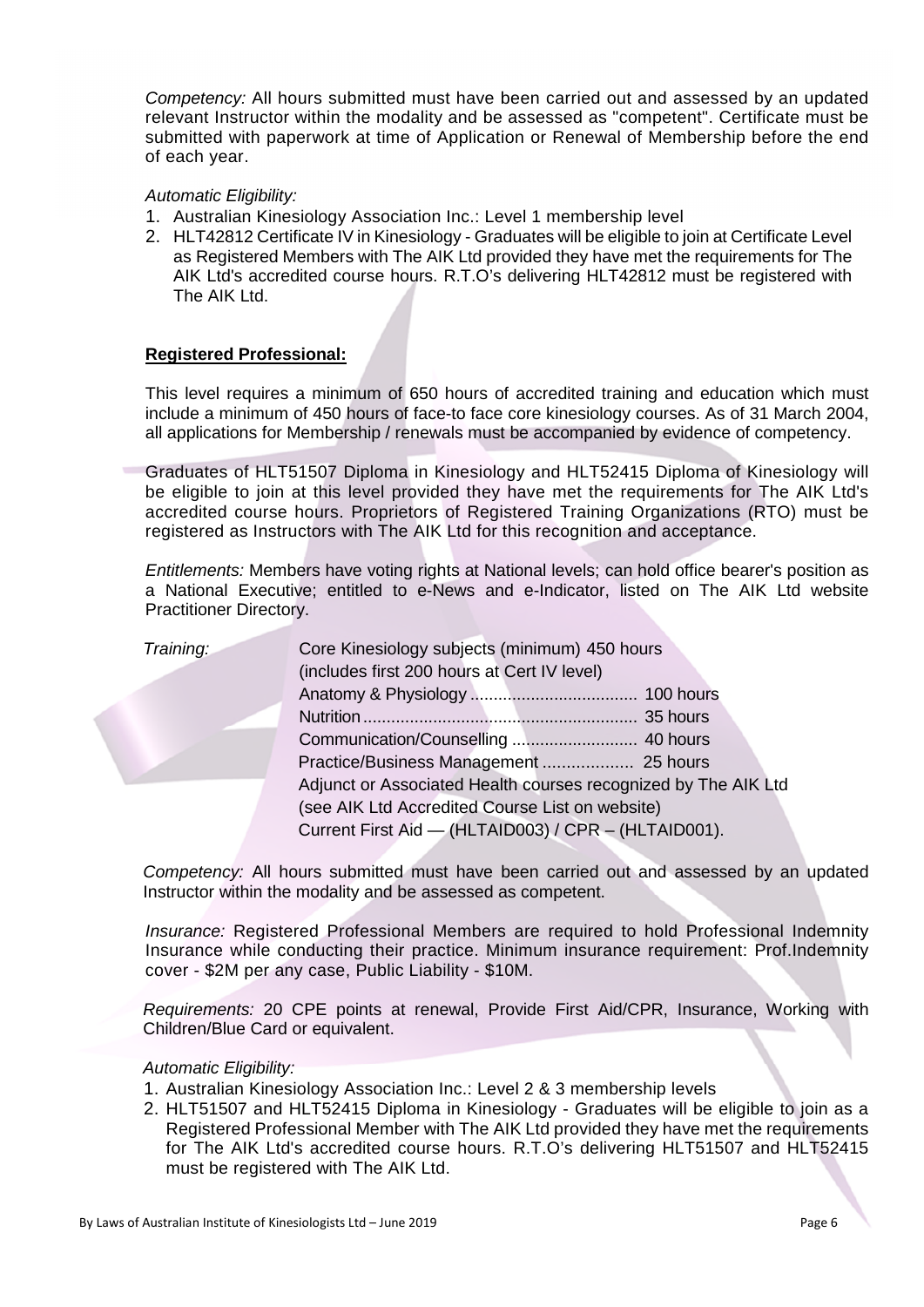*Competency:* All hours submitted must have been carried out and assessed by an updated relevant Instructor within the modality and be assessed as "competent". Certificate must be submitted with paperwork at time of Application or Renewal of Membership before the end of each year.

*Automatic Eligibility:*

1. Australian Kinesiology Association Inc.: Level 1 membership level
2. HLT42812 Certificate IV in Kinesiology - Graduates will be eligible to join at Certificate Level as Registered Members with The AIK Ltd provided they have met the requirements for The AIK Ltd's accredited course hours. R.T.O's delivering HLT42812 must be registered with The AIK Ltd.

**Registered Professional:**

This level requires a minimum of 650 hours of accredited training and education which must include a minimum of 450 hours of face-to face core kinesiology courses. As of 31 March 2004, all applications for Membership / renewals must be accompanied by evidence of competency.

Graduates of HLT51507 Diploma in Kinesiology and HLT52415 Diploma of Kinesiology will be eligible to join at this level provided they have met the requirements for The AIK Ltd's accredited course hours. Proprietors of Registered Training Organizations (RTO) must be registered as Instructors with The AIK Ltd for this recognition and acceptance.

*Entitlements:* Members have voting rights at National levels; can hold office bearer's position as a National Executive; entitled to e-News and e-Indicator, listed on The AIK Ltd website Practitioner Directory.

*Training:*

Core Kinesiology subjects (minimum) 450 hours
(includes first 200 hours at Cert IV level)
Anatomy & Physiology ................................... 100 hours
Nutrition .......................................................... 35 hours
Communication/Counselling ........................... 40 hours
Practice/Business Management ................... 25 hours
Adjunct or Associated Health courses recognized by The AIK Ltd
(see AIK Ltd Accredited Course List on website)
Current First Aid — (HLTAID003) / CPR – (HLTAID001).

*Competency:* All hours submitted must have been carried out and assessed by an updated Instructor within the modality and be assessed as competent.

*Insurance:* Registered Professional Members are required to hold Professional Indemnity Insurance while conducting their practice. Minimum insurance requirement: Prof.Indemnity cover - $2M per any case, Public Liability - $10M.

*Requirements:* 20 CPE points at renewal, Provide First Aid/CPR, Insurance, Working with Children/Blue Card or equivalent.

*Automatic Eligibility:*

1. Australian Kinesiology Association Inc.: Level 2 & 3 membership levels
2. HLT51507 and HLT52415 Diploma in Kinesiology - Graduates will be eligible to join as a Registered Professional Member with The AIK Ltd provided they have met the requirements for The AIK Ltd's accredited course hours. R.T.O's delivering HLT51507 and HLT52415 must be registered with The AIK Ltd.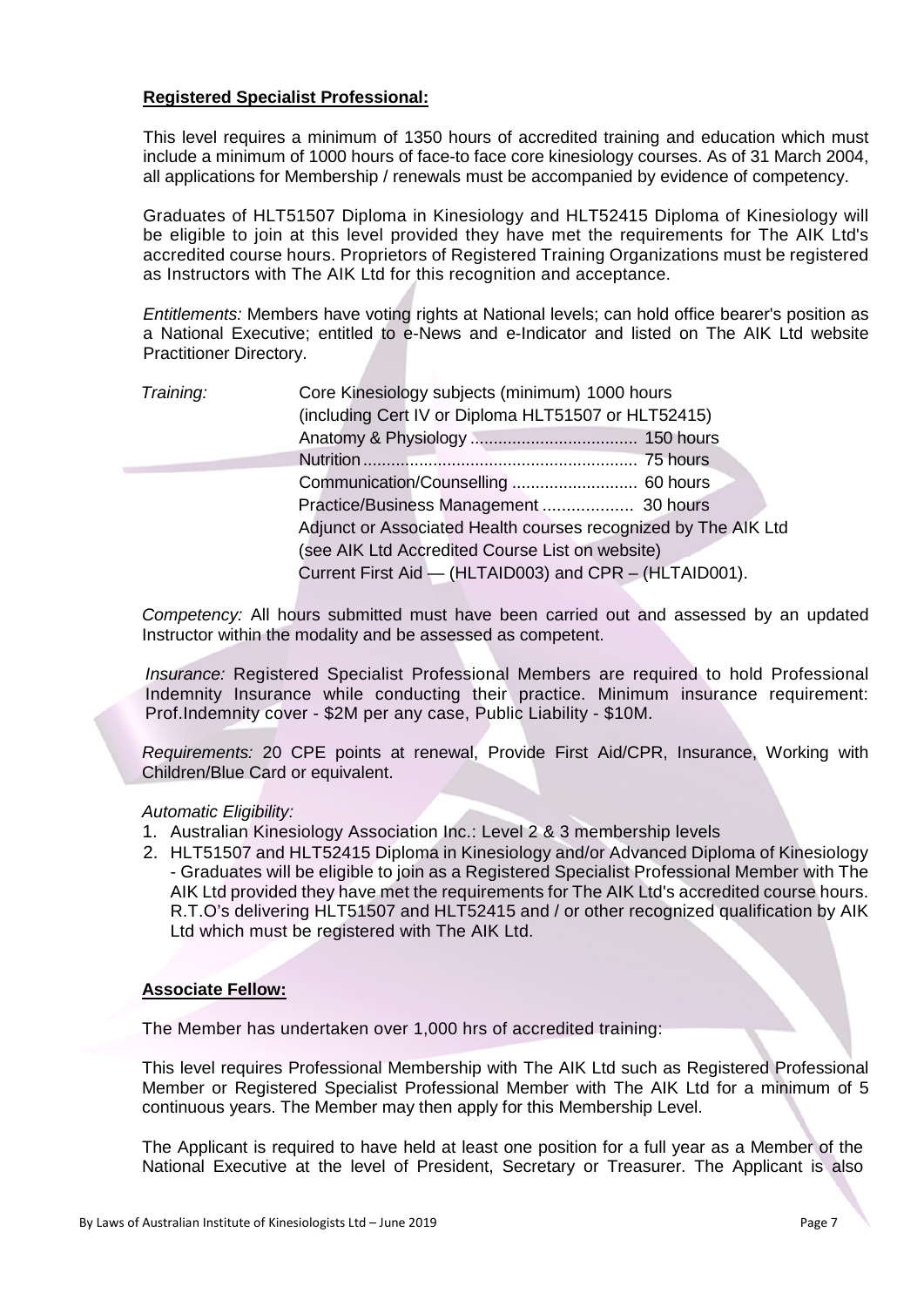**Registered Specialist Professional:**

This level requires a minimum of 1350 hours of accredited training and education which must include a minimum of 1000 hours of face-to face core kinesiology courses. As of 31 March 2004, all applications for Membership / renewals must be accompanied by evidence of competency.

Graduates of HLT51507 Diploma in Kinesiology and HLT52415 Diploma of Kinesiology will be eligible to join at this level provided they have met the requirements for The AIK Ltd's accredited course hours. Proprietors of Registered Training Organizations must be registered as Instructors with The AIK Ltd for this recognition and acceptance.

*Entitlements:* Members have voting rights at National levels; can hold office bearer's position as a National Executive; entitled to e-News and e-Indicator and listed on The AIK Ltd website Practitioner Directory.

*Training:*

Core Kinesiology subjects (minimum) 1000 hours
(including Cert IV or Diploma HLT51507 or HLT52415)
Anatomy & Physiology .................................... 150 hours
Nutrition .......................................................... 75 hours
Communication/Counselling ........................... 60 hours
Practice/Business Management ................... 30 hours
Adjunct or Associated Health courses recognized by The AIK Ltd
(see AIK Ltd Accredited Course List on website)
Current First Aid — (HLTAID003) and CPR – (HLTAID001).

*Competency:* All hours submitted must have been carried out and assessed by an updated Instructor within the modality and be assessed as competent.

*Insurance:* Registered Specialist Professional Members are required to hold Professional Indemnity Insurance while conducting their practice. Minimum insurance requirement: Prof.Indemnity cover - $2M per any case, Public Liability - $10M.

*Requirements:* 20 CPE points at renewal, Provide First Aid/CPR, Insurance, Working with Children/Blue Card or equivalent.

*Automatic Eligibility:*

1. Australian Kinesiology Association Inc.: Level 2 & 3 membership levels
2. HLT51507 and HLT52415 Diploma in Kinesiology and/or Advanced Diploma of Kinesiology - Graduates will be eligible to join as a Registered Specialist Professional Member with The AIK Ltd provided they have met the requirements for The AIK Ltd's accredited course hours. R.T.O's delivering HLT51507 and HLT52415 and / or other recognized qualification by AIK Ltd which must be registered with The AIK Ltd.

**Associate Fellow:**

The Member has undertaken over 1,000 hrs of accredited training:

This level requires Professional Membership with The AIK Ltd such as Registered Professional Member or Registered Specialist Professional Member with The AIK Ltd for a minimum of 5 continuous years. The Member may then apply for this Membership Level.

The Applicant is required to have held at least one position for a full year as a Member of the National Executive at the level of President, Secretary or Treasurer. The Applicant is also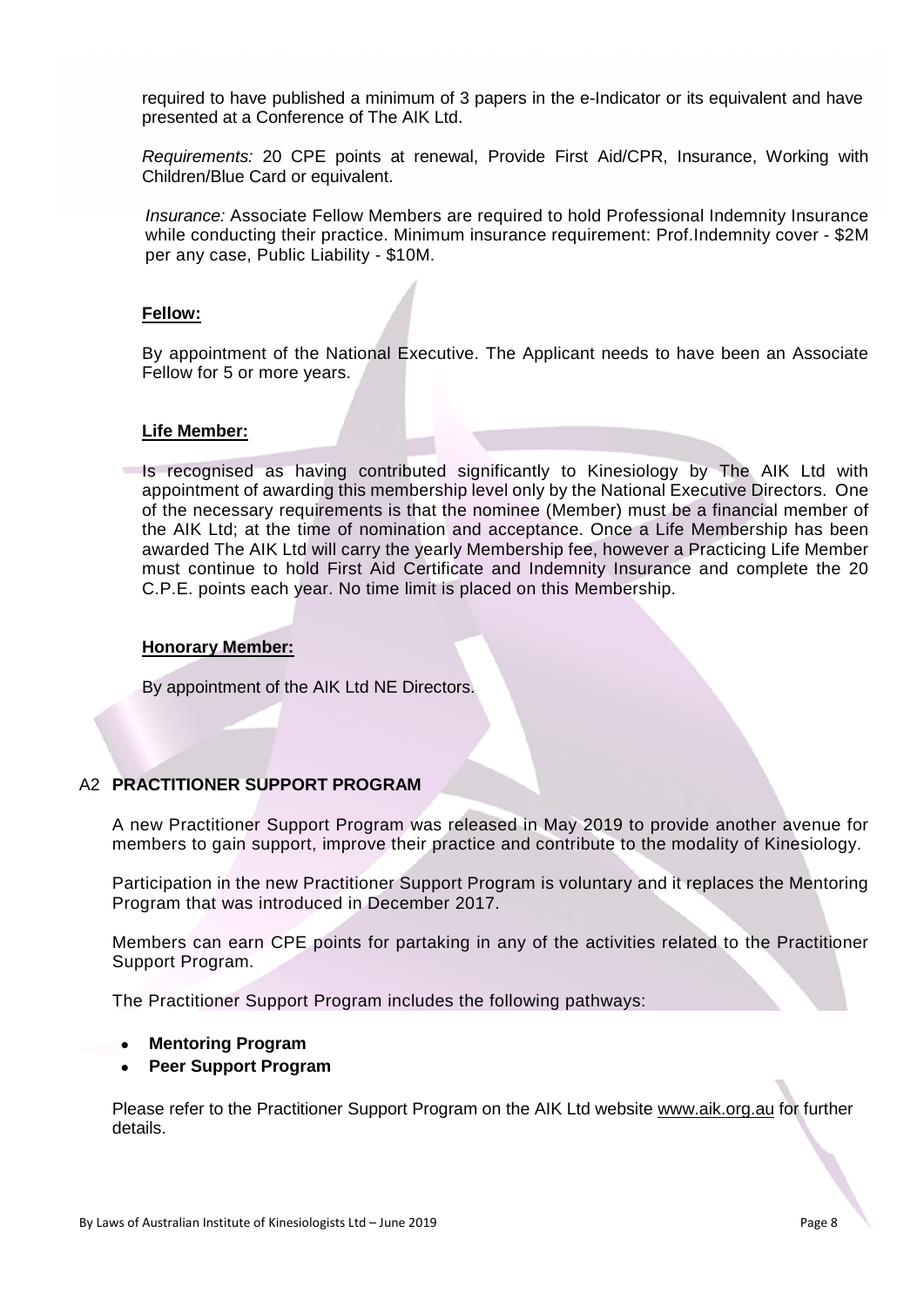required to have published a minimum of 3 papers in the e-Indicator or its equivalent and have presented at a Conference of The AIK Ltd.

*Requirements:* 20 CPE points at renewal, Provide First Aid/CPR, Insurance, Working with Children/Blue Card or equivalent.

*Insurance:* Associate Fellow Members are required to hold Professional Indemnity Insurance while conducting their practice. Minimum insurance requirement: Prof.Indemnity cover - $2M per any case, Public Liability - $10M.

**Fellow:**

By appointment of the National Executive. The Applicant needs to have been an Associate Fellow for 5 or more years.

**Life Member:**

Is recognised as having contributed significantly to Kinesiology by The AIK Ltd with appointment of awarding this membership level only by the National Executive Directors. One of the necessary requirements is that the nominee (Member) must be a financial member of the AIK Ltd; at the time of nomination and acceptance. Once a Life Membership has been awarded The AIK Ltd will carry the yearly Membership fee, however a Practicing Life Member must continue to hold First Aid Certificate and Indemnity Insurance and complete the 20 C.P.E. points each year. No time limit is placed on this Membership.

**Honorary Member:**

By appointment of the AIK Ltd NE Directors.

## A2 PRACTITIONER SUPPORT PROGRAM

A new Practitioner Support Program was released in May 2019 to provide another avenue for members to gain support, improve their practice and contribute to the modality of Kinesiology.

Participation in the new Practitioner Support Program is voluntary and it replaces the Mentoring Program that was introduced in December 2017.

Members can earn CPE points for partaking in any of the activities related to the Practitioner Support Program.

The Practitioner Support Program includes the following pathways:

- **Mentoring Program**
- **Peer Support Program**

Please refer to the Practitioner Support Program on the AIK Ltd website www.aik.org.au for further details.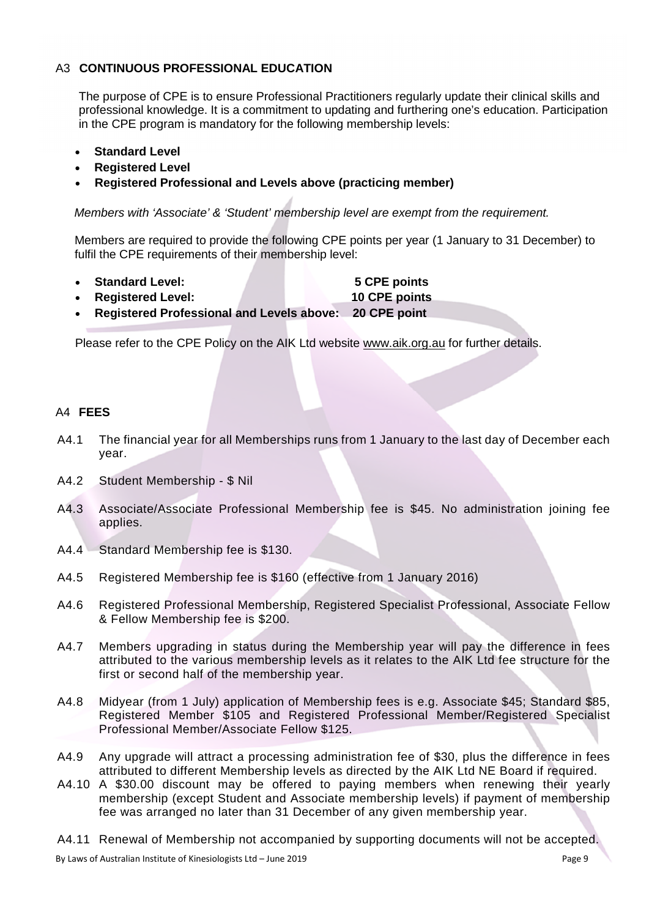## A3 CONTINUOUS PROFESSIONAL EDUCATION

The purpose of CPE is to ensure Professional Practitioners regularly update their clinical skills and professional knowledge. It is a commitment to updating and furthering one's education. Participation in the CPE program is mandatory for the following membership levels:

- **Standard Level**
- **Registered Level**
- **Registered Professional and Levels above (practicing member)**

*Members with 'Associate' & 'Student' membership level are exempt from the requirement.*

Members are required to provide the following CPE points per year (1 January to 31 December) to fulfil the CPE requirements of their membership level:

- **Standard Level: 5 CPE points**
- **Registered Level: 10 CPE points**
- **Registered Professional and Levels above: 20 CPE point**

Please refer to the CPE Policy on the AIK Ltd website www.aik.org.au for further details.

## A4 FEES

A4.1 The financial year for all Memberships runs from 1 January to the last day of December each year.

A4.2 Student Membership - $ Nil

A4.3 Associate/Associate Professional Membership fee is $45. No administration joining fee applies.

A4.4 Standard Membership fee is $130.

A4.5 Registered Membership fee is $160 (effective from 1 January 2016)

A4.6 Registered Professional Membership, Registered Specialist Professional, Associate Fellow & Fellow Membership fee is $200.

A4.7 Members upgrading in status during the Membership year will pay the difference in fees attributed to the various membership levels as it relates to the AIK Ltd fee structure for the first or second half of the membership year.

A4.8 Midyear (from 1 July) application of Membership fees is e.g. Associate $45; Standard $85, Registered Member $105 and Registered Professional Member/Registered Specialist Professional Member/Associate Fellow $125.

A4.9 Any upgrade will attract a processing administration fee of $30, plus the difference in fees attributed to different Membership levels as directed by the AIK Ltd NE Board if required.

A4.10 A $30.00 discount may be offered to paying members when renewing their yearly membership (except Student and Associate membership levels) if payment of membership fee was arranged no later than 31 December of any given membership year.

A4.11 Renewal of Membership not accompanied by supporting documents will not be accepted.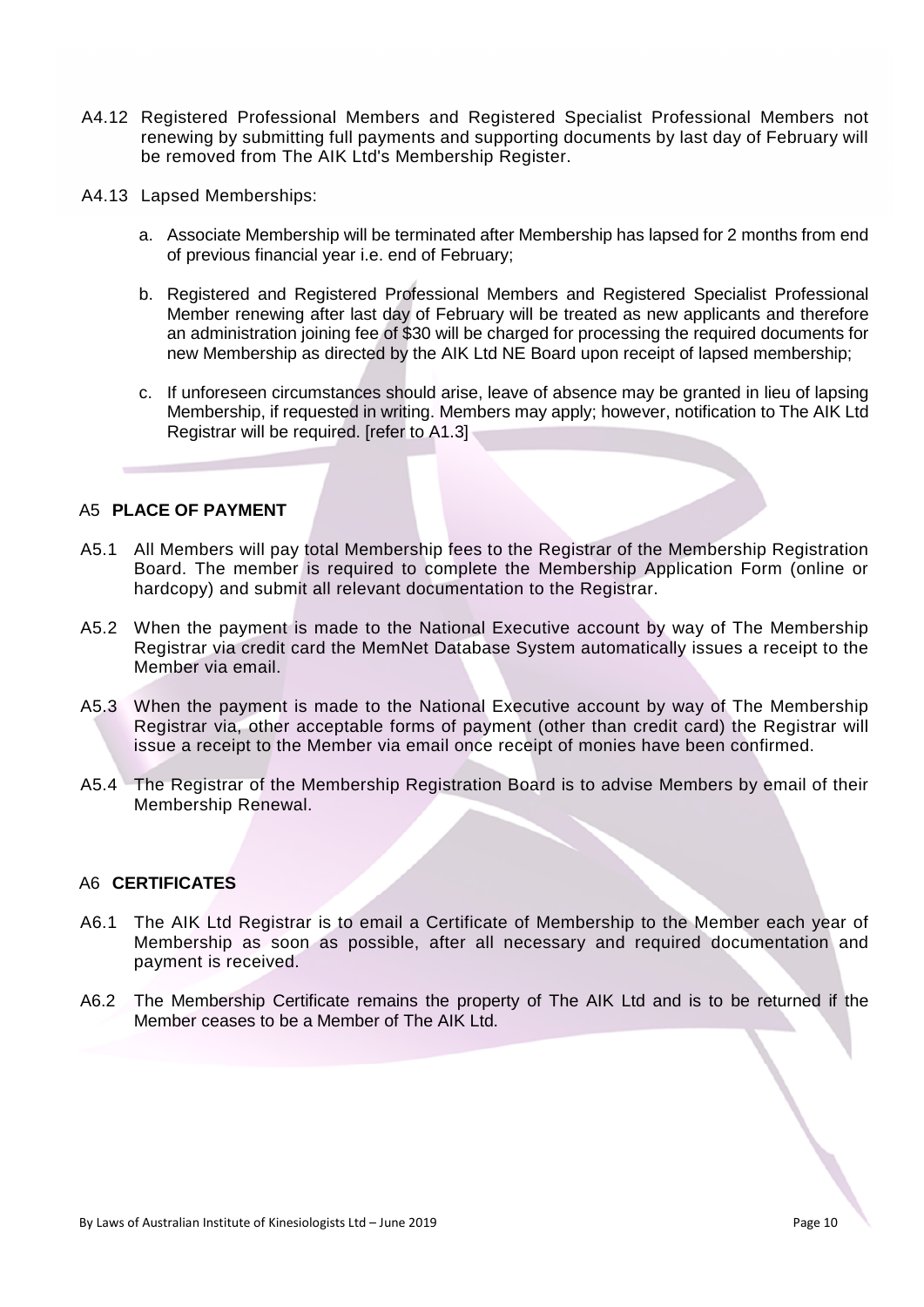A4.12 Registered Professional Members and Registered Specialist Professional Members not renewing by submitting full payments and supporting documents by last day of February will be removed from The AIK Ltd's Membership Register.

A4.13 Lapsed Memberships:

a. Associate Membership will be terminated after Membership has lapsed for 2 months from end of previous financial year i.e. end of February;

b. Registered and Registered Professional Members and Registered Specialist Professional Member renewing after last day of February will be treated as new applicants and therefore an administration joining fee of $30 will be charged for processing the required documents for new Membership as directed by the AIK Ltd NE Board upon receipt of lapsed membership;

c. If unforeseen circumstances should arise, leave of absence may be granted in lieu of lapsing Membership, if requested in writing. Members may apply; however, notification to The AIK Ltd Registrar will be required. [refer to A1.3]

## A5 PLACE OF PAYMENT

A5.1 All Members will pay total Membership fees to the Registrar of the Membership Registration Board. The member is required to complete the Membership Application Form (online or hardcopy) and submit all relevant documentation to the Registrar.

A5.2 When the payment is made to the National Executive account by way of The Membership Registrar via credit card the MemNet Database System automatically issues a receipt to the Member via email.

A5.3 When the payment is made to the National Executive account by way of The Membership Registrar via, other acceptable forms of payment (other than credit card) the Registrar will issue a receipt to the Member via email once receipt of monies have been confirmed.

A5.4 The Registrar of the Membership Registration Board is to advise Members by email of their Membership Renewal.

## A6 CERTIFICATES

A6.1 The AIK Ltd Registrar is to email a Certificate of Membership to the Member each year of Membership as soon as possible, after all necessary and required documentation and payment is received.

A6.2 The Membership Certificate remains the property of The AIK Ltd and is to be returned if the Member ceases to be a Member of The AIK Ltd.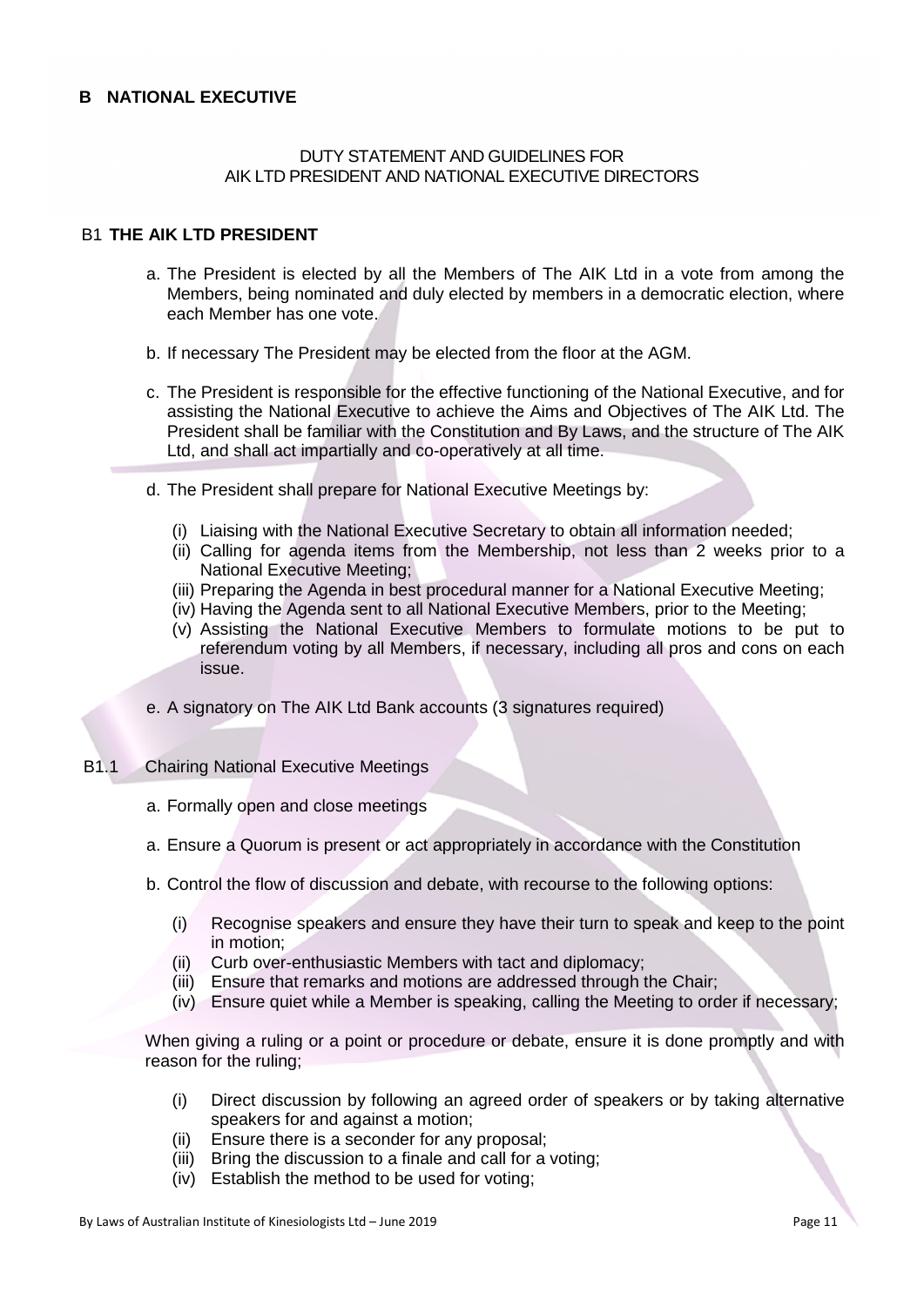## B NATIONAL EXECUTIVE

DUTY STATEMENT AND GUIDELINES FOR
AIK LTD PRESIDENT AND NATIONAL EXECUTIVE DIRECTORS

### B1 THE AIK LTD PRESIDENT

a. The President is elected by all the Members of The AIK Ltd in a vote from among the Members, being nominated and duly elected by members in a democratic election, where each Member has one vote.

b. If necessary The President may be elected from the floor at the AGM.

c. The President is responsible for the effective functioning of the National Executive, and for assisting the National Executive to achieve the Aims and Objectives of The AIK Ltd. The President shall be familiar with the Constitution and By Laws, and the structure of The AIK Ltd, and shall act impartially and co-operatively at all time.

d. The President shall prepare for National Executive Meetings by:

- (i) Liaising with the National Executive Secretary to obtain all information needed;
- (ii) Calling for agenda items from the Membership, not less than 2 weeks prior to a National Executive Meeting;
- (iii) Preparing the Agenda in best procedural manner for a National Executive Meeting;
- (iv) Having the Agenda sent to all National Executive Members, prior to the Meeting;
- (v) Assisting the National Executive Members to formulate motions to be put to referendum voting by all Members, if necessary, including all pros and cons on each issue.

e. A signatory on The AIK Ltd Bank accounts (3 signatures required)

### B1.1 Chairing National Executive Meetings

a. Formally open and close meetings

a. Ensure a Quorum is present or act appropriately in accordance with the Constitution

b. Control the flow of discussion and debate, with recourse to the following options:

- (i) Recognise speakers and ensure they have their turn to speak and keep to the point in motion;
- (ii) Curb over-enthusiastic Members with tact and diplomacy;
- (iii) Ensure that remarks and motions are addressed through the Chair;
- (iv) Ensure quiet while a Member is speaking, calling the Meeting to order if necessary;

When giving a ruling or a point or procedure or debate, ensure it is done promptly and with reason for the ruling;

- (i) Direct discussion by following an agreed order of speakers or by taking alternative speakers for and against a motion;
- (ii) Ensure there is a seconder for any proposal;
- (iii) Bring the discussion to a finale and call for a voting;
- (iv) Establish the method to be used for voting;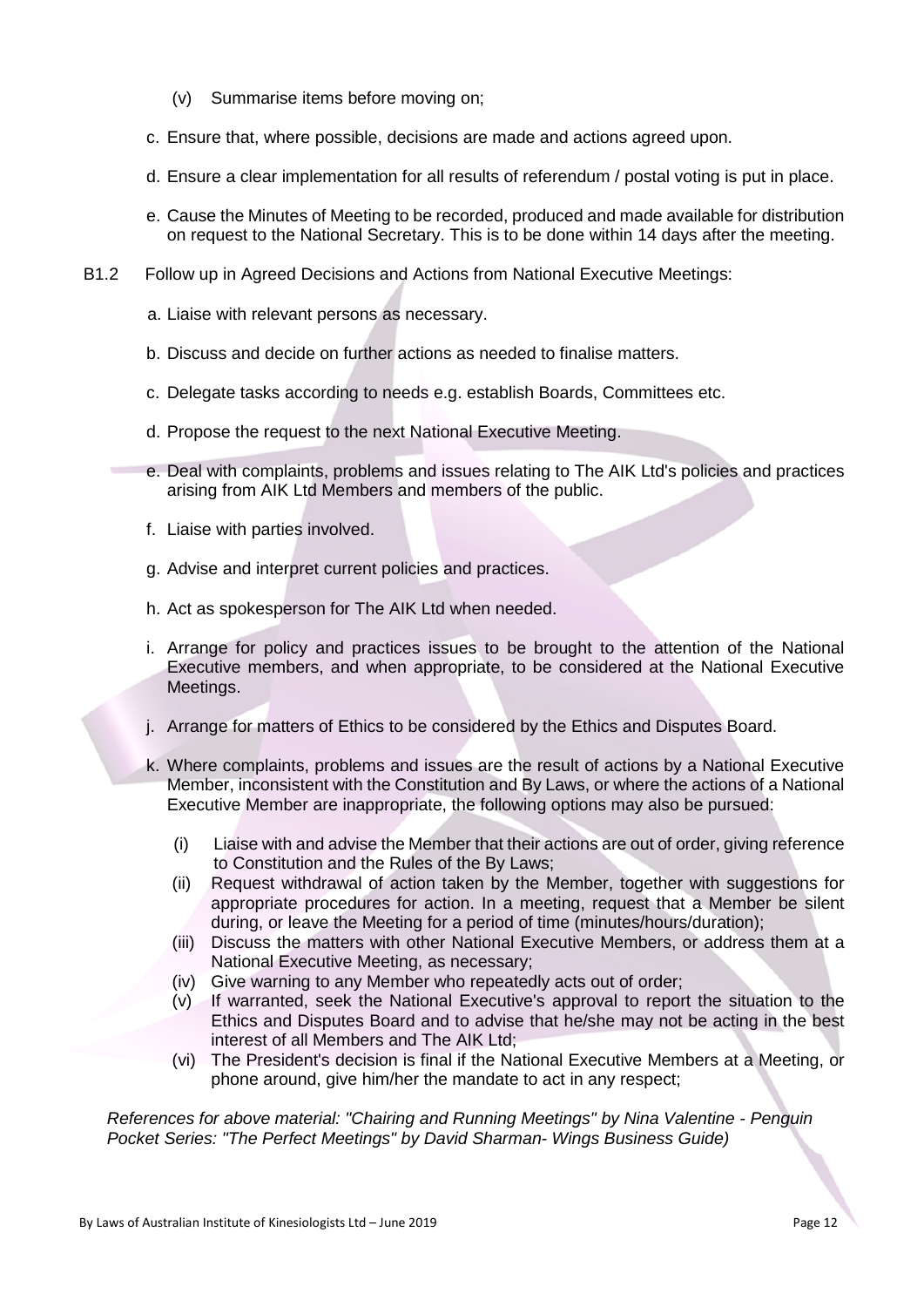(v) Summarise items before moving on;

c. Ensure that, where possible, decisions are made and actions agreed upon.

d. Ensure a clear implementation for all results of referendum / postal voting is put in place.

e. Cause the Minutes of Meeting to be recorded, produced and made available for distribution on request to the National Secretary. This is to be done within 14 days after the meeting.

B1.2 Follow up in Agreed Decisions and Actions from National Executive Meetings:

a. Liaise with relevant persons as necessary.

b. Discuss and decide on further actions as needed to finalise matters.

c. Delegate tasks according to needs e.g. establish Boards, Committees etc.

d. Propose the request to the next National Executive Meeting.

e. Deal with complaints, problems and issues relating to The AIK Ltd's policies and practices arising from AIK Ltd Members and members of the public.

f. Liaise with parties involved.

g. Advise and interpret current policies and practices.

h. Act as spokesperson for The AIK Ltd when needed.

i. Arrange for policy and practices issues to be brought to the attention of the National Executive members, and when appropriate, to be considered at the National Executive Meetings.

j. Arrange for matters of Ethics to be considered by the Ethics and Disputes Board.

k. Where complaints, problems and issues are the result of actions by a National Executive Member, inconsistent with the Constitution and By Laws, or where the actions of a National Executive Member are inappropriate, the following options may also be pursued:

(i) Liaise with and advise the Member that their actions are out of order, giving reference to Constitution and the Rules of the By Laws;
(ii) Request withdrawal of action taken by the Member, together with suggestions for appropriate procedures for action. In a meeting, request that a Member be silent during, or leave the Meeting for a period of time (minutes/hours/duration);
(iii) Discuss the matters with other National Executive Members, or address them at a National Executive Meeting, as necessary;
(iv) Give warning to any Member who repeatedly acts out of order;
(v) If warranted, seek the National Executive's approval to report the situation to the Ethics and Disputes Board and to advise that he/she may not be acting in the best interest of all Members and The AIK Ltd;
(vi) The President's decision is final if the National Executive Members at a Meeting, or phone around, give him/her the mandate to act in any respect;

*References for above material: "Chairing and Running Meetings" by Nina Valentine - Penguin Pocket Series: "The Perfect Meetings" by David Sharman- Wings Business Guide)*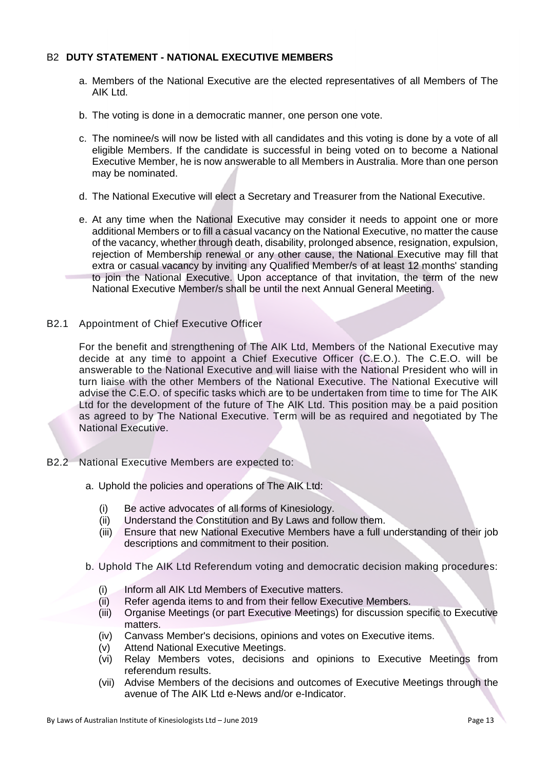## B2 DUTY STATEMENT - NATIONAL EXECUTIVE MEMBERS

a. Members of the National Executive are the elected representatives of all Members of The AIK Ltd.

b. The voting is done in a democratic manner, one person one vote.

c. The nominee/s will now be listed with all candidates and this voting is done by a vote of all eligible Members. If the candidate is successful in being voted on to become a National Executive Member, he is now answerable to all Members in Australia. More than one person may be nominated.

d. The National Executive will elect a Secretary and Treasurer from the National Executive.

e. At any time when the National Executive may consider it needs to appoint one or more additional Members or to fill a casual vacancy on the National Executive, no matter the cause of the vacancy, whether through death, disability, prolonged absence, resignation, expulsion, rejection of Membership renewal or any other cause, the National Executive may fill that extra or casual vacancy by inviting any Qualified Member/s of at least 12 months' standing to join the National Executive. Upon acceptance of that invitation, the term of the new National Executive Member/s shall be until the next Annual General Meeting.

### B2.1 Appointment of Chief Executive Officer

For the benefit and strengthening of The AIK Ltd, Members of the National Executive may decide at any time to appoint a Chief Executive Officer (C.E.O.). The C.E.O. will be answerable to the National Executive and will liaise with the National President who will in turn liaise with the other Members of the National Executive. The National Executive will advise the C.E.O. of specific tasks which are to be undertaken from time to time for The AIK Ltd for the development of the future of The AIK Ltd. This position may be a paid position as agreed to by The National Executive. Term will be as required and negotiated by The National Executive.

### B2.2 National Executive Members are expected to:

a. Uphold the policies and operations of The AIK Ltd:

- (i) Be active advocates of all forms of Kinesiology.
- (ii) Understand the Constitution and By Laws and follow them.
- (iii) Ensure that new National Executive Members have a full understanding of their job descriptions and commitment to their position.

b. Uphold The AIK Ltd Referendum voting and democratic decision making procedures:

- (i) Inform all AIK Ltd Members of Executive matters.
- (ii) Refer agenda items to and from their fellow Executive Members.
- (iii) Organise Meetings (or part Executive Meetings) for discussion specific to Executive matters.
- (iv) Canvass Member's decisions, opinions and votes on Executive items.
- (v) Attend National Executive Meetings.
- (vi) Relay Members votes, decisions and opinions to Executive Meetings from referendum results.
- (vii) Advise Members of the decisions and outcomes of Executive Meetings through the avenue of The AIK Ltd e-News and/or e-Indicator.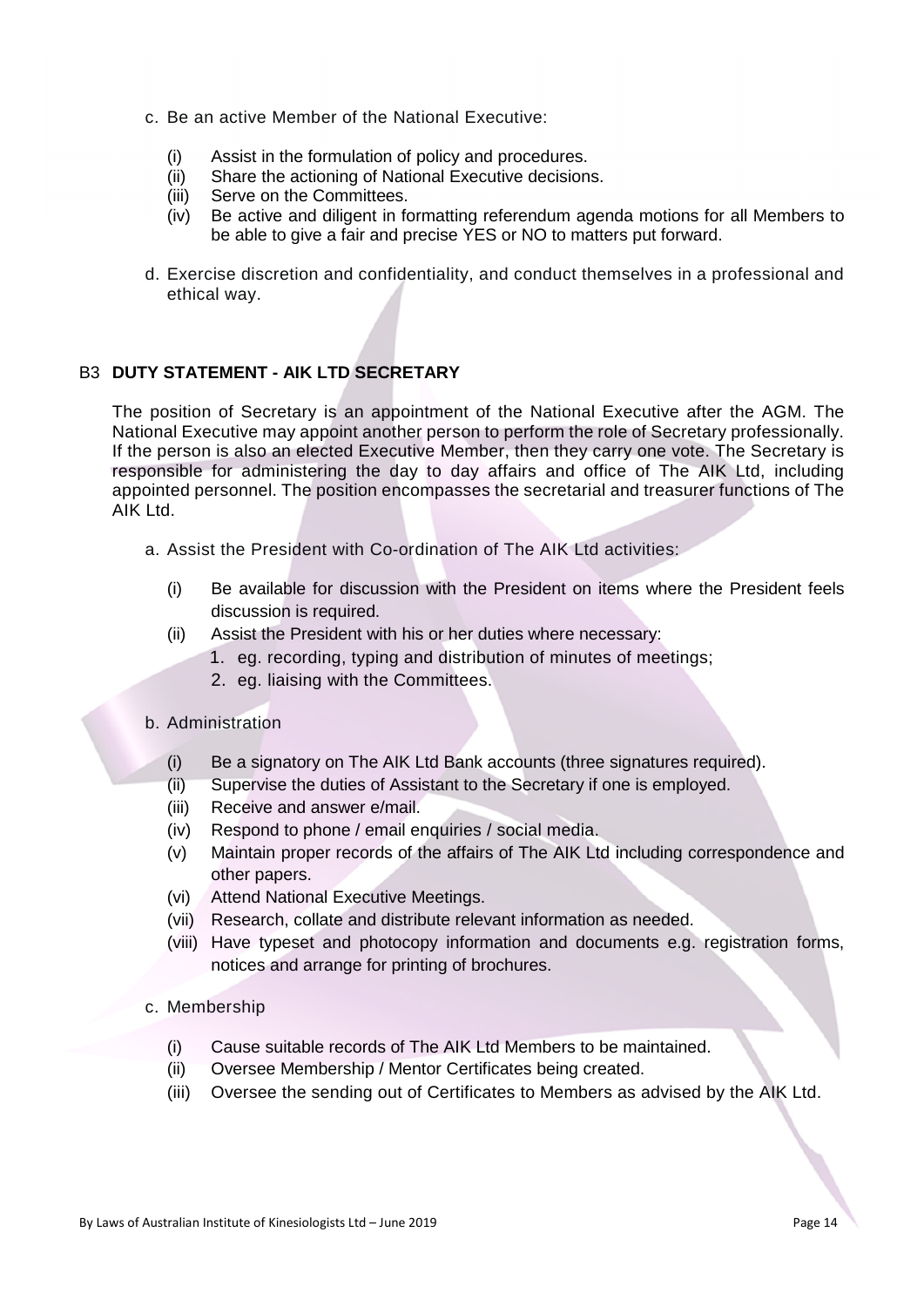c. Be an active Member of the National Executive:

   (i) Assist in the formulation of policy and procedures.
   (ii) Share the actioning of National Executive decisions.
   (iii) Serve on the Committees.
   (iv) Be active and diligent in formatting referendum agenda motions for all Members to be able to give a fair and precise YES or NO to matters put forward.

d. Exercise discretion and confidentiality, and conduct themselves in a professional and ethical way.

## B3 DUTY STATEMENT - AIK LTD SECRETARY

The position of Secretary is an appointment of the National Executive after the AGM. The National Executive may appoint another person to perform the role of Secretary professionally. If the person is also an elected Executive Member, then they carry one vote. The Secretary is responsible for administering the day to day affairs and office of The AIK Ltd, including appointed personnel. The position encompasses the secretarial and treasurer functions of The AIK Ltd.

a. Assist the President with Co-ordination of The AIK Ltd activities:

   (i) Be available for discussion with the President on items where the President feels discussion is required.
   (ii) Assist the President with his or her duties where necessary:
      1. eg. recording, typing and distribution of minutes of meetings;
      2. eg. liaising with the Committees.

b. Administration

   (i) Be a signatory on The AIK Ltd Bank accounts (three signatures required).
   (ii) Supervise the duties of Assistant to the Secretary if one is employed.
   (iii) Receive and answer e/mail.
   (iv) Respond to phone / email enquiries / social media.
   (v) Maintain proper records of the affairs of The AIK Ltd including correspondence and other papers.
   (vi) Attend National Executive Meetings.
   (vii) Research, collate and distribute relevant information as needed.
   (viii) Have typeset and photocopy information and documents e.g. registration forms, notices and arrange for printing of brochures.

c. Membership

   (i) Cause suitable records of The AIK Ltd Members to be maintained.
   (ii) Oversee Membership / Mentor Certificates being created.
   (iii) Oversee the sending out of Certificates to Members as advised by the AIK Ltd.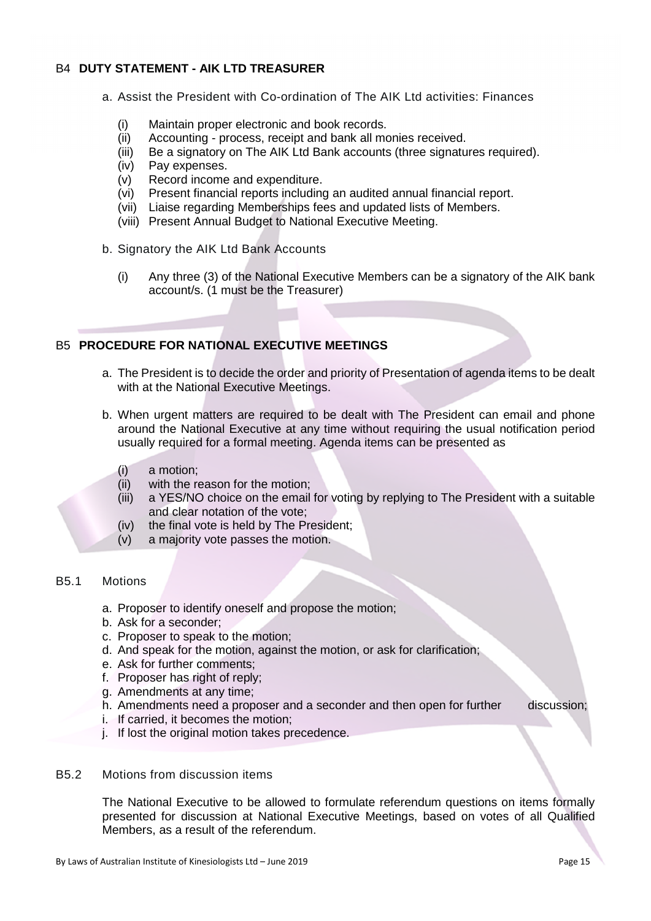## B4 DUTY STATEMENT - AIK LTD TREASURER

a. Assist the President with Co-ordination of The AIK Ltd activities: Finances

   (i) Maintain proper electronic and book records.
   (ii) Accounting - process, receipt and bank all monies received.
   (iii) Be a signatory on The AIK Ltd Bank accounts (three signatures required).
   (iv) Pay expenses.
   (v) Record income and expenditure.
   (vi) Present financial reports including an audited annual financial report.
   (vii) Liaise regarding Memberships fees and updated lists of Members.
   (viii) Present Annual Budget to National Executive Meeting.

b. Signatory the AIK Ltd Bank Accounts

   (i) Any three (3) of the National Executive Members can be a signatory of the AIK bank account/s. (1 must be the Treasurer)

## B5 PROCEDURE FOR NATIONAL EXECUTIVE MEETINGS

a. The President is to decide the order and priority of Presentation of agenda items to be dealt with at the National Executive Meetings.

b. When urgent matters are required to be dealt with The President can email and phone around the National Executive at any time without requiring the usual notification period usually required for a formal meeting. Agenda items can be presented as

   (i) a motion;
   (ii) with the reason for the motion;
   (iii) a YES/NO choice on the email for voting by replying to The President with a suitable and clear notation of the vote;
   (iv) the final vote is held by The President;
   (v) a majority vote passes the motion.

### B5.1 Motions

a. Proposer to identify oneself and propose the motion;
b. Ask for a seconder;
c. Proposer to speak to the motion;
d. And speak for the motion, against the motion, or ask for clarification;
e. Ask for further comments;
f. Proposer has right of reply;
g. Amendments at any time;
h. Amendments need a proposer and a seconder and then open for further discussion;
i. If carried, it becomes the motion;
j. If lost the original motion takes precedence.

### B5.2 Motions from discussion items

The National Executive to be allowed to formulate referendum questions on items formally presented for discussion at National Executive Meetings, based on votes of all Qualified Members, as a result of the referendum.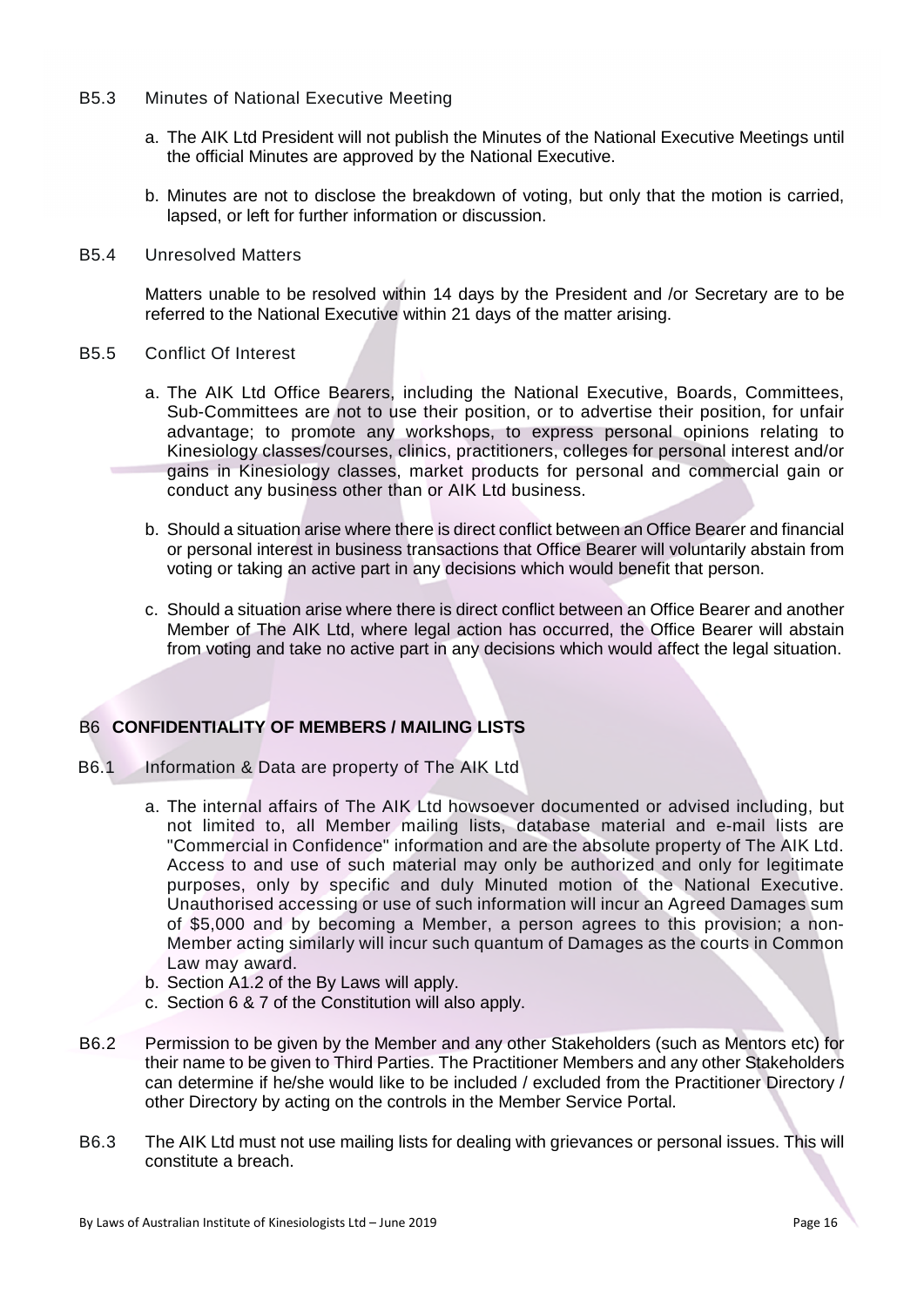B5.3 Minutes of National Executive Meeting

a. The AIK Ltd President will not publish the Minutes of the National Executive Meetings until the official Minutes are approved by the National Executive.

b. Minutes are not to disclose the breakdown of voting, but only that the motion is carried, lapsed, or left for further information or discussion.

B5.4 Unresolved Matters

Matters unable to be resolved within 14 days by the President and /or Secretary are to be referred to the National Executive within 21 days of the matter arising.

B5.5 Conflict Of Interest

a. The AIK Ltd Office Bearers, including the National Executive, Boards, Committees, Sub-Committees are not to use their position, or to advertise their position, for unfair advantage; to promote any workshops, to express personal opinions relating to Kinesiology classes/courses, clinics, practitioners, colleges for personal interest and/or gains in Kinesiology classes, market products for personal and commercial gain or conduct any business other than or AIK Ltd business.

b. Should a situation arise where there is direct conflict between an Office Bearer and financial or personal interest in business transactions that Office Bearer will voluntarily abstain from voting or taking an active part in any decisions which would benefit that person.

c. Should a situation arise where there is direct conflict between an Office Bearer and another Member of The AIK Ltd, where legal action has occurred, the Office Bearer will abstain from voting and take no active part in any decisions which would affect the legal situation.

## B6 CONFIDENTIALITY OF MEMBERS / MAILING LISTS

B6.1 Information & Data are property of The AIK Ltd

a. The internal affairs of The AIK Ltd howsoever documented or advised including, but not limited to, all Member mailing lists, database material and e-mail lists are "Commercial in Confidence" information and are the absolute property of The AIK Ltd. Access to and use of such material may only be authorized and only for legitimate purposes, only by specific and duly Minuted motion of the National Executive. Unauthorised accessing or use of such information will incur an Agreed Damages sum of $5,000 and by becoming a Member, a person agrees to this provision; a non-Member acting similarly will incur such quantum of Damages as the courts in Common Law may award.
b. Section A1.2 of the By Laws will apply.
c. Section 6 & 7 of the Constitution will also apply.

B6.2 Permission to be given by the Member and any other Stakeholders (such as Mentors etc) for their name to be given to Third Parties. The Practitioner Members and any other Stakeholders can determine if he/she would like to be included / excluded from the Practitioner Directory / other Directory by acting on the controls in the Member Service Portal.

B6.3 The AIK Ltd must not use mailing lists for dealing with grievances or personal issues. This will constitute a breach.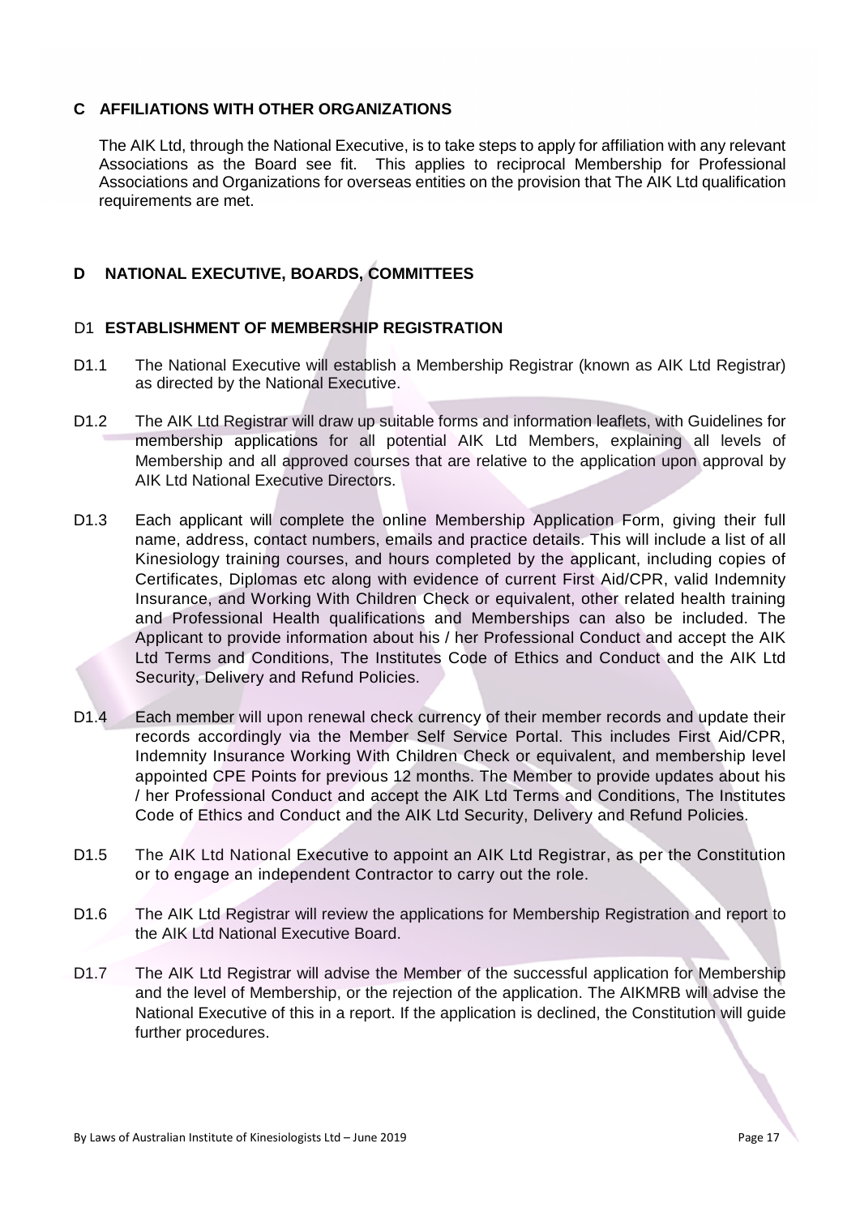## C AFFILIATIONS WITH OTHER ORGANIZATIONS

The AIK Ltd, through the National Executive, is to take steps to apply for affiliation with any relevant Associations as the Board see fit. This applies to reciprocal Membership for Professional Associations and Organizations for overseas entities on the provision that The AIK Ltd qualification requirements are met.

## D NATIONAL EXECUTIVE, BOARDS, COMMITTEES

### D1 ESTABLISHMENT OF MEMBERSHIP REGISTRATION

D1.1 The National Executive will establish a Membership Registrar (known as AIK Ltd Registrar) as directed by the National Executive.

D1.2 The AIK Ltd Registrar will draw up suitable forms and information leaflets, with Guidelines for membership applications for all potential AIK Ltd Members, explaining all levels of Membership and all approved courses that are relative to the application upon approval by AIK Ltd National Executive Directors.

D1.3 Each applicant will complete the online Membership Application Form, giving their full name, address, contact numbers, emails and practice details. This will include a list of all Kinesiology training courses, and hours completed by the applicant, including copies of Certificates, Diplomas etc along with evidence of current First Aid/CPR, valid Indemnity Insurance, and Working With Children Check or equivalent, other related health training and Professional Health qualifications and Memberships can also be included. The Applicant to provide information about his / her Professional Conduct and accept the AIK Ltd Terms and Conditions, The Institutes Code of Ethics and Conduct and the AIK Ltd Security, Delivery and Refund Policies.

D1.4 Each member will upon renewal check currency of their member records and update their records accordingly via the Member Self Service Portal. This includes First Aid/CPR, Indemnity Insurance Working With Children Check or equivalent, and membership level appointed CPE Points for previous 12 months. The Member to provide updates about his / her Professional Conduct and accept the AIK Ltd Terms and Conditions, The Institutes Code of Ethics and Conduct and the AIK Ltd Security, Delivery and Refund Policies.

D1.5 The AIK Ltd National Executive to appoint an AIK Ltd Registrar, as per the Constitution or to engage an independent Contractor to carry out the role.

D1.6 The AIK Ltd Registrar will review the applications for Membership Registration and report to the AIK Ltd National Executive Board.

D1.7 The AIK Ltd Registrar will advise the Member of the successful application for Membership and the level of Membership, or the rejection of the application. The AIKMRB will advise the National Executive of this in a report. If the application is declined, the Constitution will guide further procedures.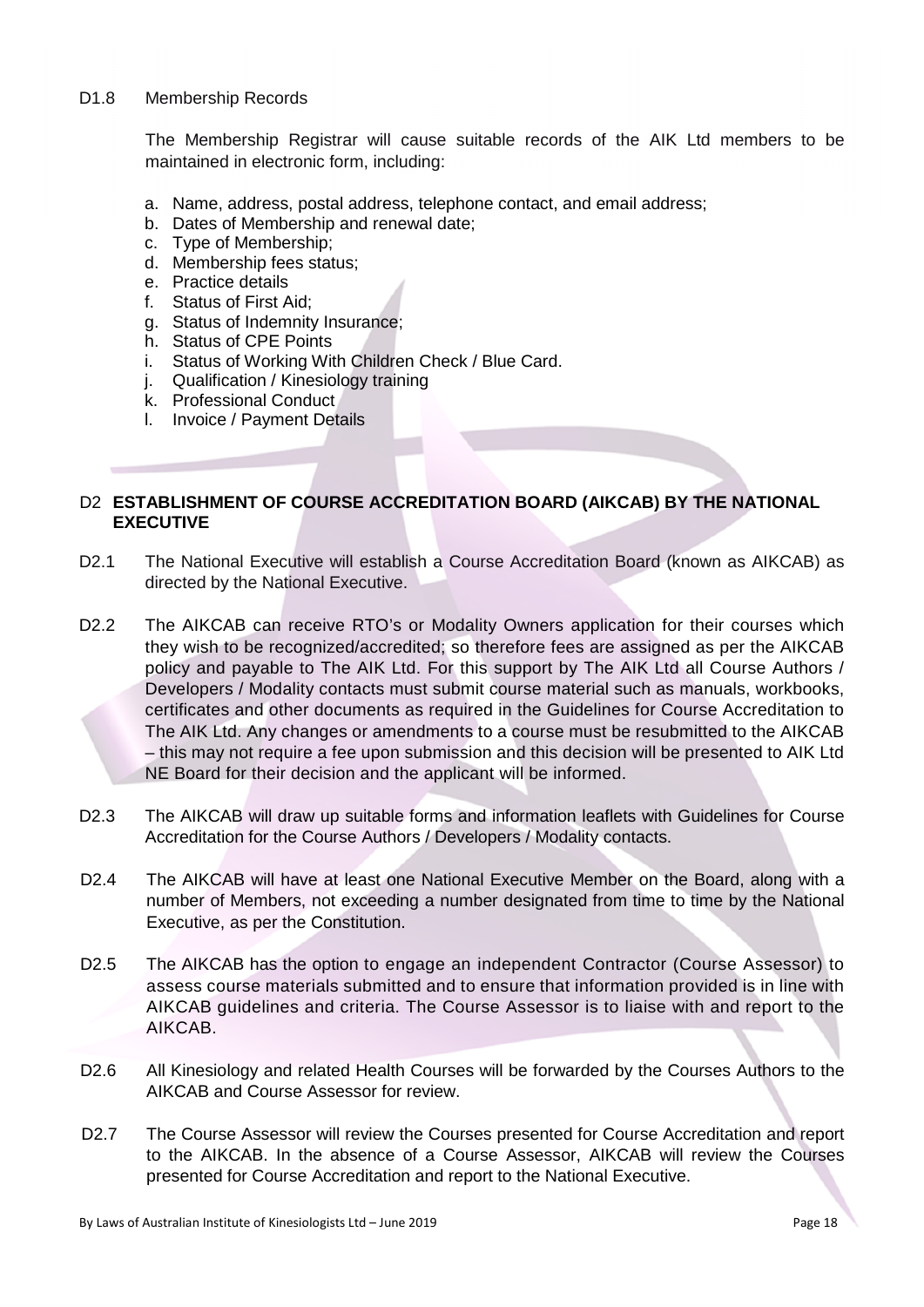D1.8 Membership Records

The Membership Registrar will cause suitable records of the AIK Ltd members to be maintained in electronic form, including:

a. Name, address, postal address, telephone contact, and email address;
b. Dates of Membership and renewal date;
c. Type of Membership;
d. Membership fees status;
e. Practice details
f. Status of First Aid;
g. Status of Indemnity Insurance;
h. Status of CPE Points
i. Status of Working With Children Check / Blue Card.
j. Qualification / Kinesiology training
k. Professional Conduct
l. Invoice / Payment Details

## D2 ESTABLISHMENT OF COURSE ACCREDITATION BOARD (AIKCAB) BY THE NATIONAL EXECUTIVE

D2.1 The National Executive will establish a Course Accreditation Board (known as AIKCAB) as directed by the National Executive.

D2.2 The AIKCAB can receive RTO's or Modality Owners application for their courses which they wish to be recognized/accredited; so therefore fees are assigned as per the AIKCAB policy and payable to The AIK Ltd. For this support by The AIK Ltd all Course Authors / Developers / Modality contacts must submit course material such as manuals, workbooks, certificates and other documents as required in the Guidelines for Course Accreditation to The AIK Ltd. Any changes or amendments to a course must be resubmitted to the AIKCAB – this may not require a fee upon submission and this decision will be presented to AIK Ltd NE Board for their decision and the applicant will be informed.

D2.3 The AIKCAB will draw up suitable forms and information leaflets with Guidelines for Course Accreditation for the Course Authors / Developers / Modality contacts.

D2.4 The AIKCAB will have at least one National Executive Member on the Board, along with a number of Members, not exceeding a number designated from time to time by the National Executive, as per the Constitution.

D2.5 The AIKCAB has the option to engage an independent Contractor (Course Assessor) to assess course materials submitted and to ensure that information provided is in line with AIKCAB guidelines and criteria. The Course Assessor is to liaise with and report to the AIKCAB.

D2.6 All Kinesiology and related Health Courses will be forwarded by the Courses Authors to the AIKCAB and Course Assessor for review.

D2.7 The Course Assessor will review the Courses presented for Course Accreditation and report to the AIKCAB. In the absence of a Course Assessor, AIKCAB will review the Courses presented for Course Accreditation and report to the National Executive.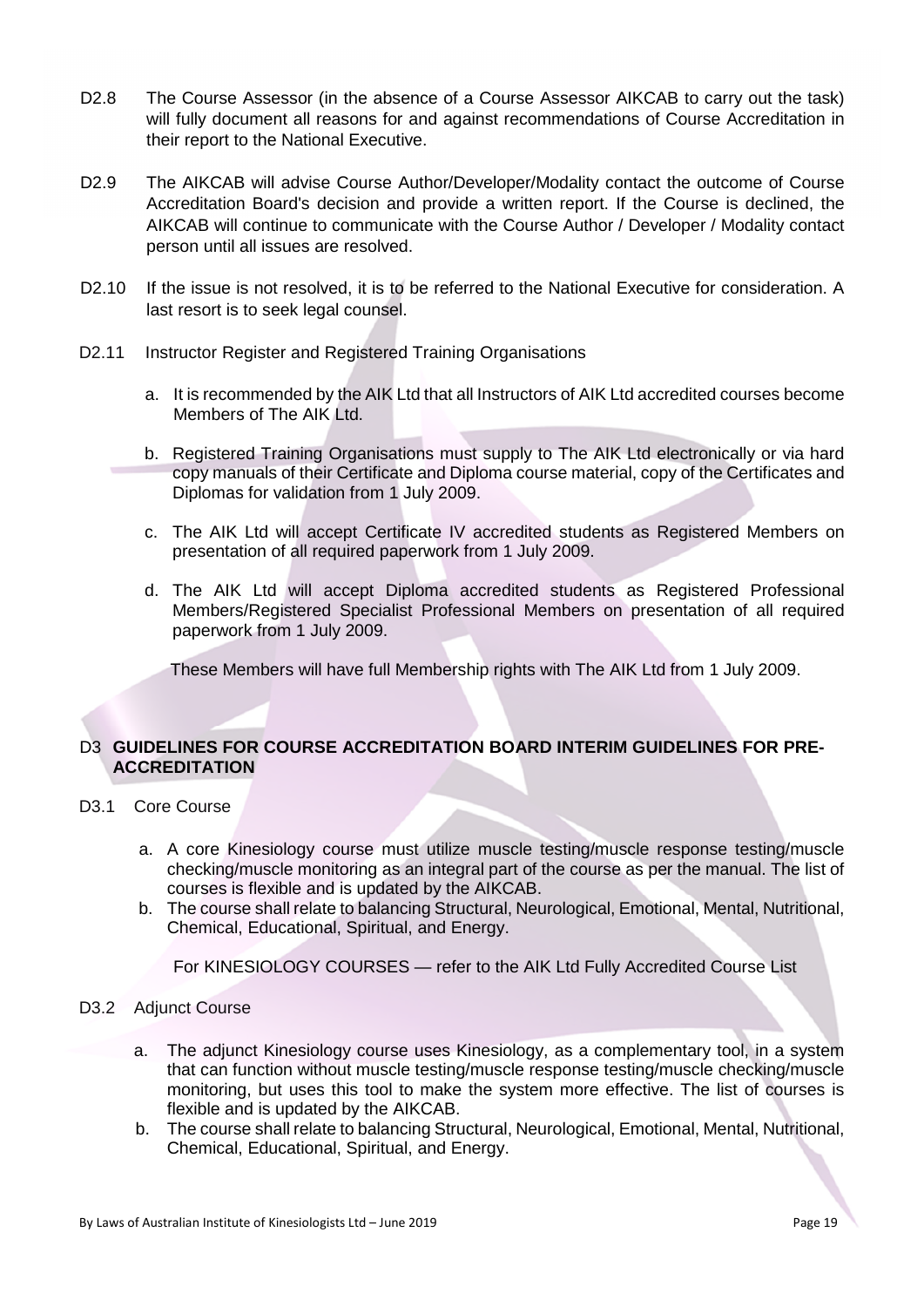D2.8 The Course Assessor (in the absence of a Course Assessor AIKCAB to carry out the task) will fully document all reasons for and against recommendations of Course Accreditation in their report to the National Executive.

D2.9 The AIKCAB will advise Course Author/Developer/Modality contact the outcome of Course Accreditation Board's decision and provide a written report. If the Course is declined, the AIKCAB will continue to communicate with the Course Author / Developer / Modality contact person until all issues are resolved.

D2.10 If the issue is not resolved, it is to be referred to the National Executive for consideration. A last resort is to seek legal counsel.

D2.11 Instructor Register and Registered Training Organisations

a. It is recommended by the AIK Ltd that all Instructors of AIK Ltd accredited courses become Members of The AIK Ltd.

b. Registered Training Organisations must supply to The AIK Ltd electronically or via hard copy manuals of their Certificate and Diploma course material, copy of the Certificates and Diplomas for validation from 1 July 2009.

c. The AIK Ltd will accept Certificate IV accredited students as Registered Members on presentation of all required paperwork from 1 July 2009.

d. The AIK Ltd will accept Diploma accredited students as Registered Professional Members/Registered Specialist Professional Members on presentation of all required paperwork from 1 July 2009.

These Members will have full Membership rights with The AIK Ltd from 1 July 2009.

## D3 GUIDELINES FOR COURSE ACCREDITATION BOARD INTERIM GUIDELINES FOR PRE-ACCREDITATION

D3.1 Core Course

a. A core Kinesiology course must utilize muscle testing/muscle response testing/muscle checking/muscle monitoring as an integral part of the course as per the manual. The list of courses is flexible and is updated by the AIKCAB.
b. The course shall relate to balancing Structural, Neurological, Emotional, Mental, Nutritional, Chemical, Educational, Spiritual, and Energy.

For KINESIOLOGY COURSES — refer to the AIK Ltd Fully Accredited Course List

D3.2 Adjunct Course

a. The adjunct Kinesiology course uses Kinesiology, as a complementary tool, in a system that can function without muscle testing/muscle response testing/muscle checking/muscle monitoring, but uses this tool to make the system more effective. The list of courses is flexible and is updated by the AIKCAB.
b. The course shall relate to balancing Structural, Neurological, Emotional, Mental, Nutritional, Chemical, Educational, Spiritual, and Energy.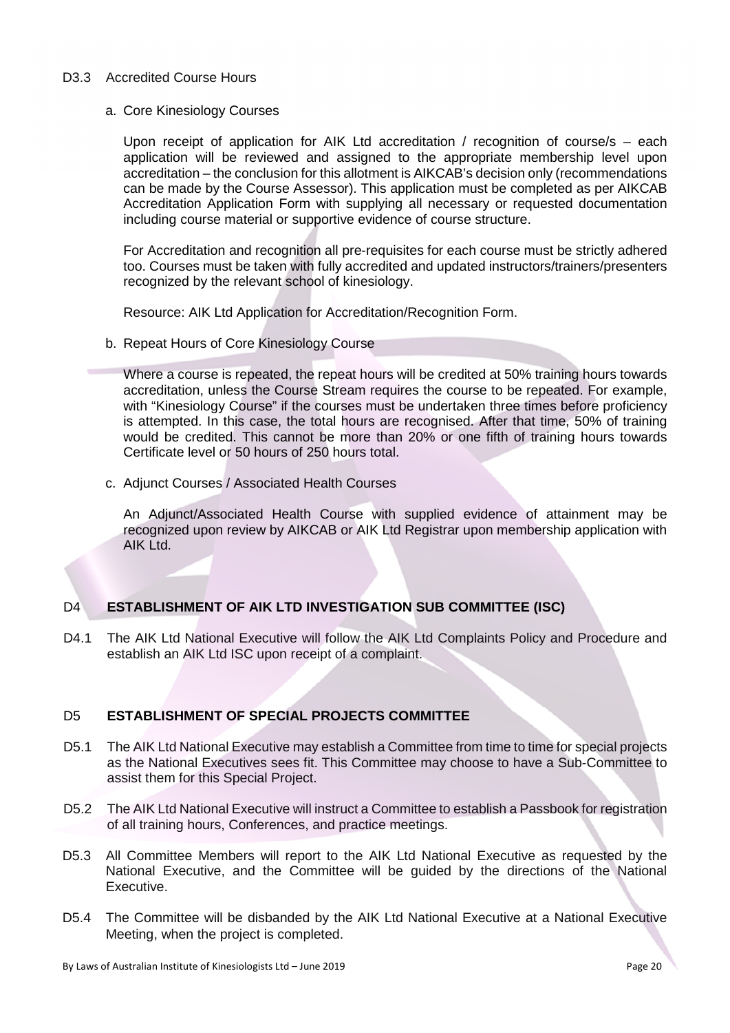D3.3 Accredited Course Hours

a. Core Kinesiology Courses

Upon receipt of application for AIK Ltd accreditation / recognition of course/s – each application will be reviewed and assigned to the appropriate membership level upon accreditation – the conclusion for this allotment is AIKCAB's decision only (recommendations can be made by the Course Assessor). This application must be completed as per AIKCAB Accreditation Application Form with supplying all necessary or requested documentation including course material or supportive evidence of course structure.

For Accreditation and recognition all pre-requisites for each course must be strictly adhered too. Courses must be taken with fully accredited and updated instructors/trainers/presenters recognized by the relevant school of kinesiology.

Resource: AIK Ltd Application for Accreditation/Recognition Form.

b. Repeat Hours of Core Kinesiology Course

Where a course is repeated, the repeat hours will be credited at 50% training hours towards accreditation, unless the Course Stream requires the course to be repeated. For example, with "Kinesiology Course" if the courses must be undertaken three times before proficiency is attempted. In this case, the total hours are recognised. After that time, 50% of training would be credited. This cannot be more than 20% or one fifth of training hours towards Certificate level or 50 hours of 250 hours total.

c. Adjunct Courses / Associated Health Courses

An Adjunct/Associated Health Course with supplied evidence of attainment may be recognized upon review by AIKCAB or AIK Ltd Registrar upon membership application with AIK Ltd.

## D4 ESTABLISHMENT OF AIK LTD INVESTIGATION SUB COMMITTEE (ISC)

D4.1 The AIK Ltd National Executive will follow the AIK Ltd Complaints Policy and Procedure and establish an AIK Ltd ISC upon receipt of a complaint.

## D5 ESTABLISHMENT OF SPECIAL PROJECTS COMMITTEE

D5.1 The AIK Ltd National Executive may establish a Committee from time to time for special projects as the National Executives sees fit. This Committee may choose to have a Sub-Committee to assist them for this Special Project.

D5.2 The AIK Ltd National Executive will instruct a Committee to establish a Passbook for registration of all training hours, Conferences, and practice meetings.

D5.3 All Committee Members will report to the AIK Ltd National Executive as requested by the National Executive, and the Committee will be guided by the directions of the National Executive.

D5.4 The Committee will be disbanded by the AIK Ltd National Executive at a National Executive Meeting, when the project is completed.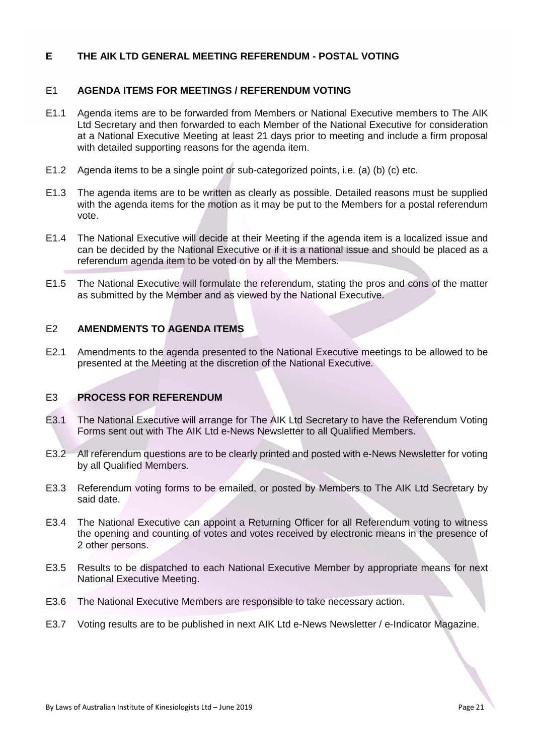## E THE AIK LTD GENERAL MEETING REFERENDUM - POSTAL VOTING

### E1 AGENDA ITEMS FOR MEETINGS / REFERENDUM VOTING

E1.1 Agenda items are to be forwarded from Members or National Executive members to The AIK Ltd Secretary and then forwarded to each Member of the National Executive for consideration at a National Executive Meeting at least 21 days prior to meeting and include a firm proposal with detailed supporting reasons for the agenda item.

E1.2 Agenda items to be a single point or sub-categorized points, i.e. (a) (b) (c) etc.

E1.3 The agenda items are to be written as clearly as possible. Detailed reasons must be supplied with the agenda items for the motion as it may be put to the Members for a postal referendum vote.

E1.4 The National Executive will decide at their Meeting if the agenda item is a localized issue and can be decided by the National Executive or if it is a national issue and should be placed as a referendum agenda item to be voted on by all the Members.

E1.5 The National Executive will formulate the referendum, stating the pros and cons of the matter as submitted by the Member and as viewed by the National Executive.

### E2 AMENDMENTS TO AGENDA ITEMS

E2.1 Amendments to the agenda presented to the National Executive meetings to be allowed to be presented at the Meeting at the discretion of the National Executive.

### E3 PROCESS FOR REFERENDUM

E3.1 The National Executive will arrange for The AIK Ltd Secretary to have the Referendum Voting Forms sent out with The AIK Ltd e-News Newsletter to all Qualified Members.

E3.2 All referendum questions are to be clearly printed and posted with e-News Newsletter for voting by all Qualified Members.

E3.3 Referendum voting forms to be emailed, or posted by Members to The AIK Ltd Secretary by said date.

E3.4 The National Executive can appoint a Returning Officer for all Referendum voting to witness the opening and counting of votes and votes received by electronic means in the presence of 2 other persons.

E3.5 Results to be dispatched to each National Executive Member by appropriate means for next National Executive Meeting.

E3.6 The National Executive Members are responsible to take necessary action.

E3.7 Voting results are to be published in next AIK Ltd e-News Newsletter / e-Indicator Magazine.